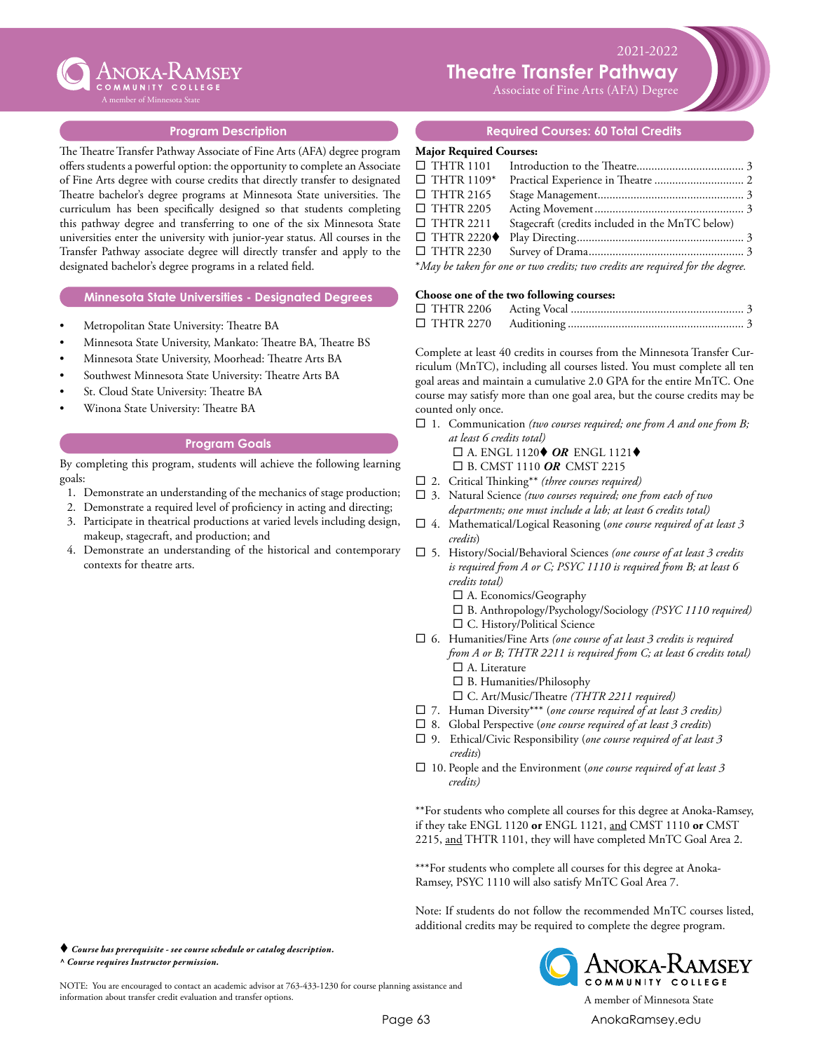# Theatre Transfer Pathway

2021-2022

Associate of Fine Arts (AFA) Degree

## Program Description

The Theatre Transfer Pathway Associate of Fine Arts (AFA) degree program offers students a powerful option: the opportunity to complete an Associate of Fine Arts degree with course credits that directly transfer to designated Theatre bachelor's degree programs at Minnesota State universities. The curriculum has been specifically designed so that students completing this pathway degree and transferring to one of the six Minnesota State universities enter the university with junior-year status. All courses in the Transfer Pathway associate degree will directly transfer and apply to the designated bachelor's degree programs in a related field.

## Minnesota State Universities - Designated Degrees

- Metropolitan State University: Theatre BA
- Minnesota State University, Mankato: Theatre BA, Theatre BS
- Minnesota State University, Moorhead: Theatre Arts BA
- Southwest Minnesota State University: Theatre Arts BA
- St. Cloud State University: Theatre BA
- Winona State University: Theatre BA

## Program Goals

By completing this program, students will achieve the following learning goals:

1. Demonstrate an understanding of the mechanics of stage production;
2. Demonstrate a required level of proficiency in acting and directing;
3. Participate in theatrical productions at varied levels including design, makeup, stagecraft, and production; and
4. Demonstrate an understanding of the historical and contemporary contexts for theatre arts.

## Required Courses: 60 Total Credits

**Major Required Courses:**

- ☐ THTR 1101 Introduction to the Theatre.................................... 3
- ☐ THTR 1109* Practical Experience in Theatre .............................. 2
- ☐ THTR 2165 Stage Management................................................. 3
- ☐ THTR 2205 Acting Movement .................................................. 3
- ☐ THTR 2211 Stagecraft (credits included in the MnTC below)
- ☐ THTR 2220♦ Play Directing........................................................ 3
- ☐ THTR 2230 Survey of Drama.................................................... 3

**May be taken for one or two credits; two credits are required for the degree.*

**Choose one of the two following courses:**

- ☐ THTR 2206 Acting Vocal .......................................................... 3
- ☐ THTR 2270 Auditioning ........................................................... 3

Complete at least 40 credits in courses from the Minnesota Transfer Curriculum (MnTC), including all courses listed. You must complete all ten goal areas and maintain a cumulative 2.0 GPA for the entire MnTC. One course may satisfy more than one goal area, but the course credits may be counted only once.

- ☐ 1. Communication *(two courses required; one from A and one from B; at least 6 credits total)*
  - ☐ A. ENGL 1120♦ ***OR*** ENGL 1121♦
  - ☐ B. CMST 1110 ***OR*** CMST 2215
- ☐ 2. Critical Thinking** *(three courses required)*
- ☐ 3. Natural Science *(two courses required; one from each of two departments; one must include a lab; at least 6 credits total)*
- ☐ 4. Mathematical/Logical Reasoning (*one course required of at least 3 credits*)
- ☐ 5. History/Social/Behavioral Sciences *(one course of at least 3 credits is required from A or C; PSYC 1110 is required from B; at least 6 credits total)*
  - ☐ A. Economics/Geography
  - ☐ B. Anthropology/Psychology/Sociology *(PSYC 1110 required)*
  - ☐ C. History/Political Science
- ☐ 6. Humanities/Fine Arts *(one course of at least 3 credits is required from A or B; THTR 2211 is required from C; at least 6 credits total)*
  - ☐ A. Literature
  - ☐ B. Humanities/Philosophy
  - ☐ C. Art/Music/Theatre *(THTR 2211 required)*
- ☐ 7. Human Diversity*** (*one course required of at least 3 credits*)
- ☐ 8. Global Perspective (*one course required of at least 3 credits*)
- ☐ 9. Ethical/Civic Responsibility (*one course required of at least 3 credits*)
- ☐ 10. People and the Environment (*one course required of at least 3 credits)*

**For students who complete all courses for this degree at Anoka-Ramsey, if they take ENGL 1120 **or** ENGL 1121, and CMST 1110 **or** CMST 2215, and THTR 1101, they will have completed MnTC Goal Area 2.

***For students who complete all courses for this degree at Anoka-Ramsey, PSYC 1110 will also satisfy MnTC Goal Area 7.

Note: If students do not follow the recommended MnTC courses listed, additional credits may be required to complete the degree program.

♦ ***Course has prerequisite - see course schedule or catalog description.***
^ ***Course requires Instructor permission.***

NOTE: You are encouraged to contact an academic advisor at 763-433-1230 for course planning assistance and information about transfer credit evaluation and transfer options.

Anoka-Ramsey Community College
A member of Minnesota State
AnokaRamsey.edu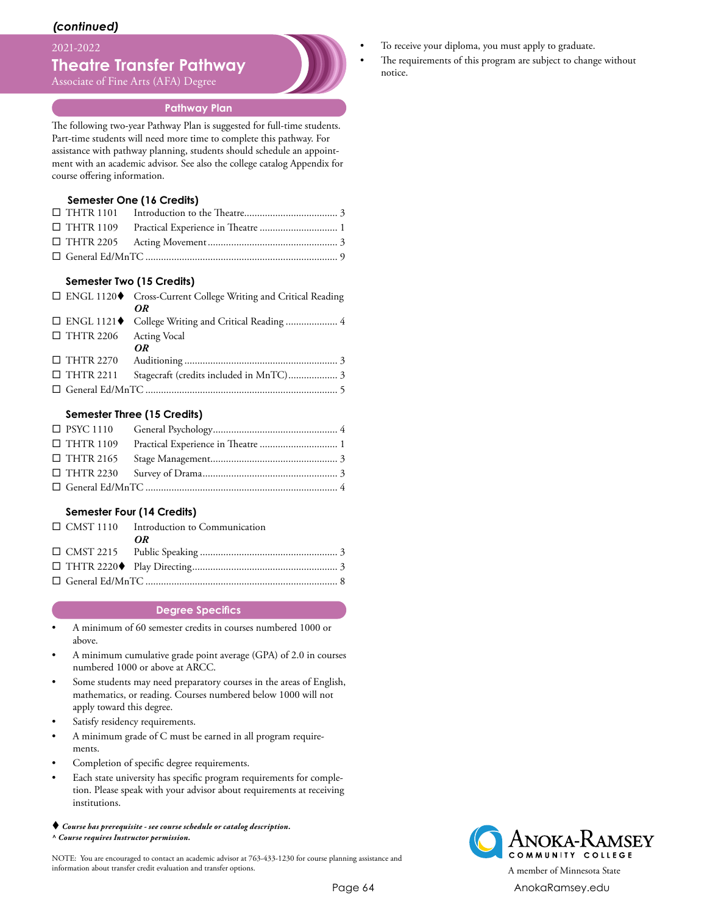*(continued)*

2021-2022

# Theatre Transfer Pathway

Associate of Fine Arts (AFA) Degree

## Pathway Plan

The following two-year Pathway Plan is suggested for full-time students. Part-time students will need more time to complete this pathway. For assistance with pathway planning, students should schedule an appointment with an academic advisor. See also the college catalog Appendix for course offering information.

### Semester One (16 Credits)

| | | |
|---|---|---|
| ☐ THTR 1101 | Introduction to the Theatre | 3 |
| ☐ THTR 1109 | Practical Experience in Theatre | 1 |
| ☐ THTR 2205 | Acting Movement | 3 |
| ☐ General Ed/MnTC | | 9 |

### Semester Two (15 Credits)

| | | |
|---|---|---|
| ☐ ENGL 1120♦ | Cross-Current College Writing and Critical Reading ***OR*** | |
| ☐ ENGL 1121♦ | College Writing and Critical Reading | 4 |
| ☐ THTR 2206 | Acting Vocal ***OR*** | |
| ☐ THTR 2270 | Auditioning | 3 |
| ☐ THTR 2211 | Stagecraft (credits included in MnTC) | 3 |
| ☐ General Ed/MnTC | | 5 |

### Semester Three (15 Credits)

| | | |
|---|---|---|
| ☐ PSYC 1110 | General Psychology | 4 |
| ☐ THTR 1109 | Practical Experience in Theatre | 1 |
| ☐ THTR 2165 | Stage Management | 3 |
| ☐ THTR 2230 | Survey of Drama | 3 |
| ☐ General Ed/MnTC | | 4 |

### Semester Four (14 Credits)

| | | |
|---|---|---|
| ☐ CMST 1110 | Introduction to Communication ***OR*** | |
| ☐ CMST 2215 | Public Speaking | 3 |
| ☐ THTR 2220♦ | Play Directing | 3 |
| ☐ General Ed/MnTC | | 8 |

## Degree Specifics

- A minimum of 60 semester credits in courses numbered 1000 or above.
- A minimum cumulative grade point average (GPA) of 2.0 in courses numbered 1000 or above at ARCC.
- Some students may need preparatory courses in the areas of English, mathematics, or reading. Courses numbered below 1000 will not apply toward this degree.
- Satisfy residency requirements.
- A minimum grade of C must be earned in all program requirements.
- Completion of specific degree requirements.
- Each state university has specific program requirements for completion. Please speak with your advisor about requirements at receiving institutions.
- To receive your diploma, you must apply to graduate.
- The requirements of this program are subject to change without notice.

♦ ***Course has prerequisite - see course schedule or catalog description.***
^ ***Course requires Instructor permission.***

NOTE: You are encouraged to contact an academic advisor at 763-433-1230 for course planning assistance and information about transfer credit evaluation and transfer options.

Anoka-Ramsey Community College
A member of Minnesota State
AnokaRamsey.edu